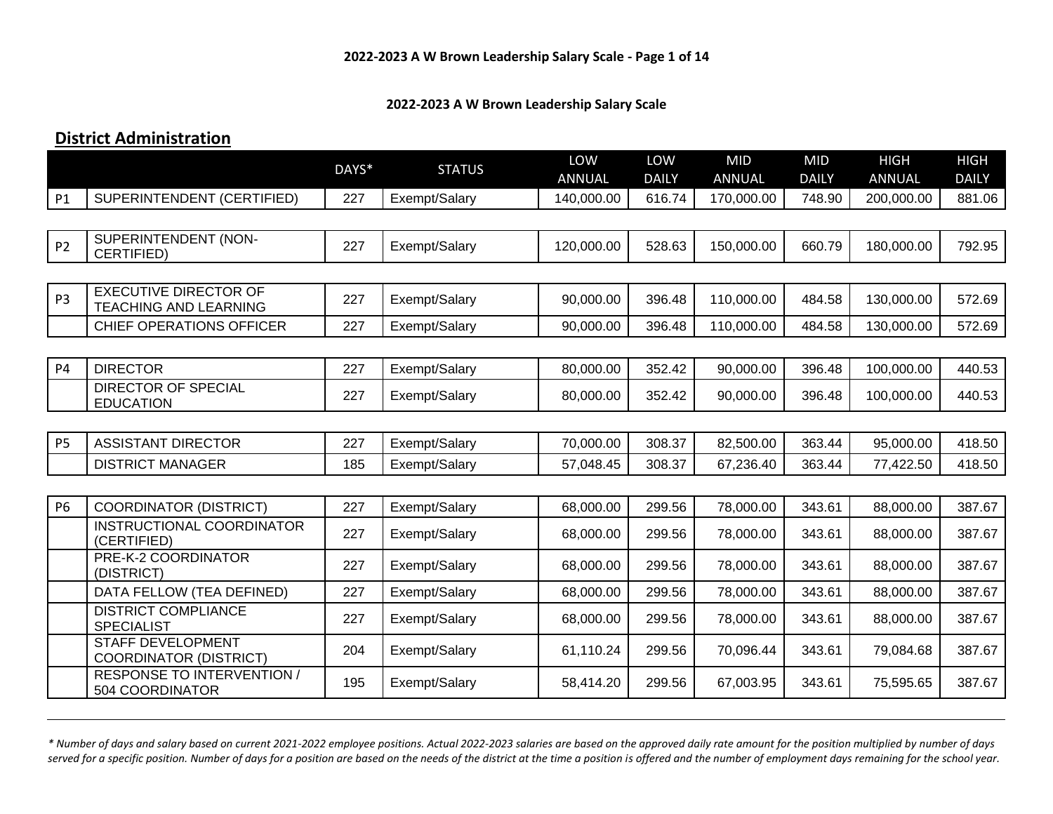## 2022-2023 A W Brown Leadership Salary Scale

### District Administration

| | | DAYS* | STATUS | LOW ANNUAL | LOW DAILY | MID ANNUAL | MID DAILY | HIGH ANNUAL | HIGH DAILY |
|---|---|---|---|---|---|---|---|---|---|
| P1 | SUPERINTENDENT (CERTIFIED) | 227 | Exempt/Salary | 140,000.00 | 616.74 | 170,000.00 | 748.90 | 200,000.00 | 881.06 |
| P2 | SUPERINTENDENT (NON-CERTIFIED) | 227 | Exempt/Salary | 120,000.00 | 528.63 | 150,000.00 | 660.79 | 180,000.00 | 792.95 |
| P3 | EXECUTIVE DIRECTOR OF TEACHING AND LEARNING | 227 | Exempt/Salary | 90,000.00 | 396.48 | 110,000.00 | 484.58 | 130,000.00 | 572.69 |
| | CHIEF OPERATIONS OFFICER | 227 | Exempt/Salary | 90,000.00 | 396.48 | 110,000.00 | 484.58 | 130,000.00 | 572.69 |
| P4 | DIRECTOR | 227 | Exempt/Salary | 80,000.00 | 352.42 | 90,000.00 | 396.48 | 100,000.00 | 440.53 |
| | DIRECTOR OF SPECIAL EDUCATION | 227 | Exempt/Salary | 80,000.00 | 352.42 | 90,000.00 | 396.48 | 100,000.00 | 440.53 |
| P5 | ASSISTANT DIRECTOR | 227 | Exempt/Salary | 70,000.00 | 308.37 | 82,500.00 | 363.44 | 95,000.00 | 418.50 |
| | DISTRICT MANAGER | 185 | Exempt/Salary | 57,048.45 | 308.37 | 67,236.40 | 363.44 | 77,422.50 | 418.50 |
| P6 | COORDINATOR (DISTRICT) | 227 | Exempt/Salary | 68,000.00 | 299.56 | 78,000.00 | 343.61 | 88,000.00 | 387.67 |
| | INSTRUCTIONAL COORDINATOR (CERTIFIED) | 227 | Exempt/Salary | 68,000.00 | 299.56 | 78,000.00 | 343.61 | 88,000.00 | 387.67 |
| | PRE-K-2 COORDINATOR (DISTRICT) | 227 | Exempt/Salary | 68,000.00 | 299.56 | 78,000.00 | 343.61 | 88,000.00 | 387.67 |
| | DATA FELLOW (TEA DEFINED) | 227 | Exempt/Salary | 68,000.00 | 299.56 | 78,000.00 | 343.61 | 88,000.00 | 387.67 |
| | DISTRICT COMPLIANCE SPECIALIST | 227 | Exempt/Salary | 68,000.00 | 299.56 | 78,000.00 | 343.61 | 88,000.00 | 387.67 |
| | STAFF DEVELOPMENT COORDINATOR (DISTRICT) | 204 | Exempt/Salary | 61,110.24 | 299.56 | 70,096.44 | 343.61 | 79,084.68 | 387.67 |
| | RESPONSE TO INTERVENTION / 504 COORDINATOR | 195 | Exempt/Salary | 58,414.20 | 299.56 | 67,003.95 | 343.61 | 75,595.65 | 387.67 |

*\* Number of days and salary based on current 2021-2022 employee positions. Actual 2022-2023 salaries are based on the approved daily rate amount for the position multiplied by number of days served for a specific position. Number of days for a position are based on the needs of the district at the time a position is offered and the number of employment days remaining for the school year.*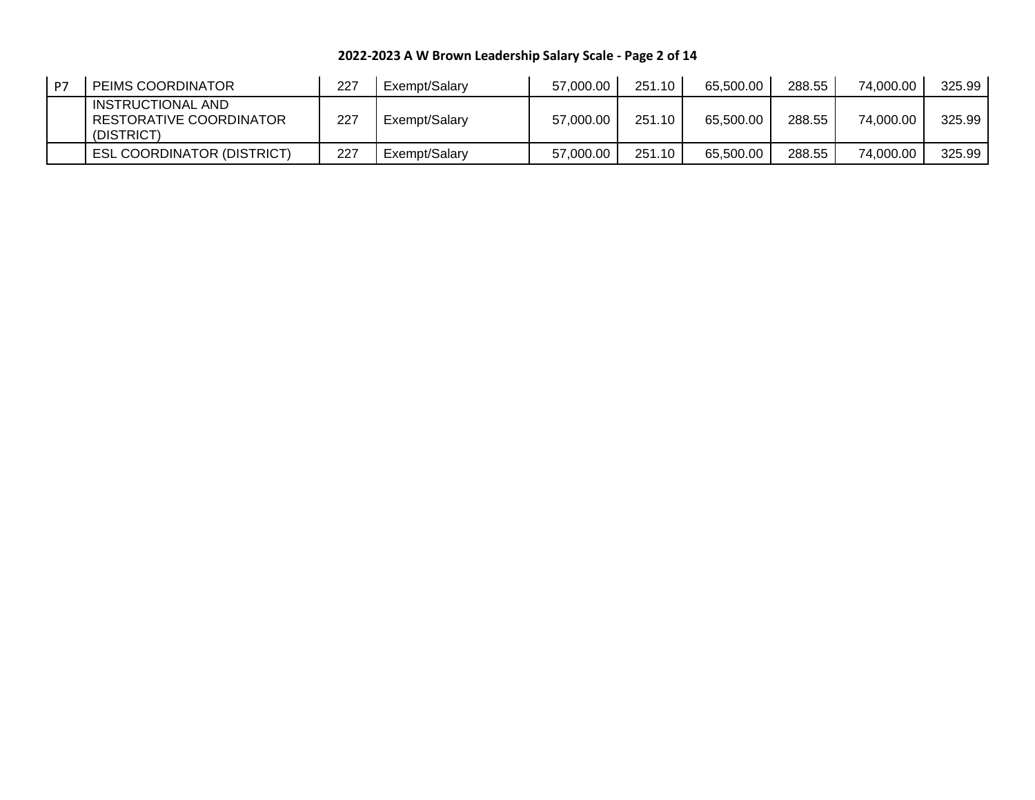| | | | | | | | | | |
|---|---|---|---|---|---|---|---|---|---|
| P7 | PEIMS COORDINATOR | 227 | Exempt/Salary | 57,000.00 | 251.10 | 65,500.00 | 288.55 | 74,000.00 | 325.99 |
| | INSTRUCTIONAL AND RESTORATIVE COORDINATOR (DISTRICT) | 227 | Exempt/Salary | 57,000.00 | 251.10 | 65,500.00 | 288.55 | 74,000.00 | 325.99 |
| | ESL COORDINATOR (DISTRICT) | 227 | Exempt/Salary | 57,000.00 | 251.10 | 65,500.00 | 288.55 | 74,000.00 | 325.99 |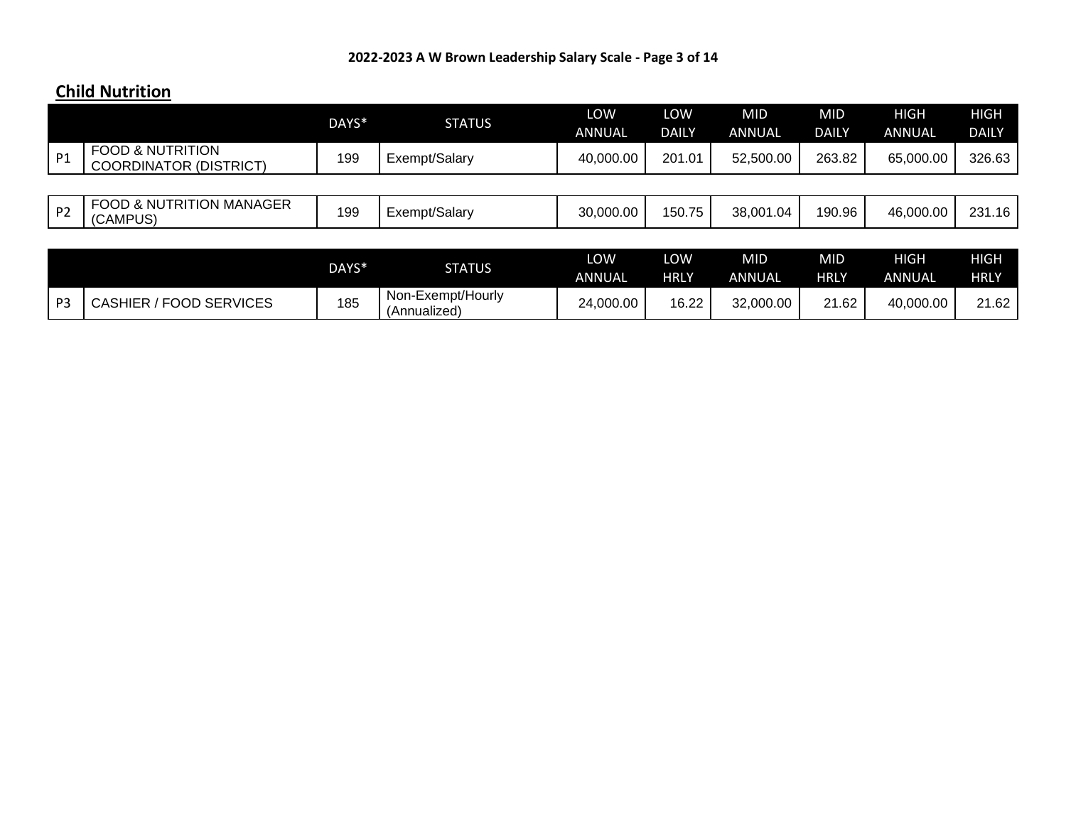## Child Nutrition

| | | DAYS* | STATUS | LOW ANNUAL | LOW DAILY | MID ANNUAL | MID DAILY | HIGH ANNUAL | HIGH DAILY |
|---|---|---|---|---|---|---|---|---|---|
| P1 | FOOD & NUTRITION COORDINATOR (DISTRICT) | 199 | Exempt/Salary | 40,000.00 | 201.01 | 52,500.00 | 263.82 | 65,000.00 | 326.63 |
| P2 | FOOD & NUTRITION MANAGER (CAMPUS) | 199 | Exempt/Salary | 30,000.00 | 150.75 | 38,001.04 | 190.96 | 46,000.00 | 231.16 |

| | | DAYS* | STATUS | LOW ANNUAL | LOW HRLY | MID ANNUAL | MID HRLY | HIGH ANNUAL | HIGH HRLY |
|---|---|---|---|---|---|---|---|---|---|
| P3 | CASHIER / FOOD SERVICES | 185 | Non-Exempt/Hourly (Annualized) | 24,000.00 | 16.22 | 32,000.00 | 21.62 | 40,000.00 | 21.62 |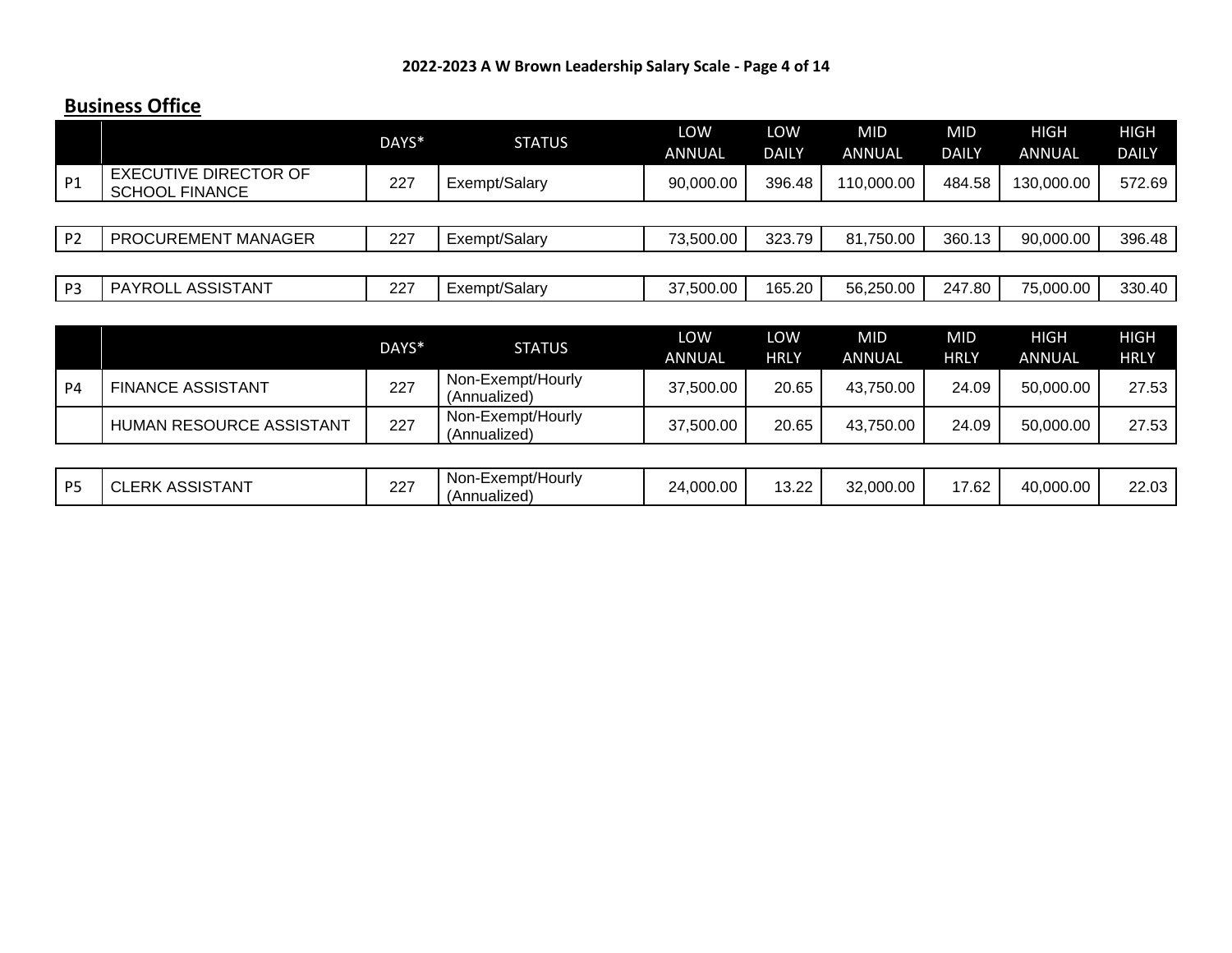## Business Office

| | | DAYS* | STATUS | LOW ANNUAL | LOW DAILY | MID ANNUAL | MID DAILY | HIGH ANNUAL | HIGH DAILY |
|---|---|---|---|---|---|---|---|---|---|
| P1 | EXECUTIVE DIRECTOR OF SCHOOL FINANCE | 227 | Exempt/Salary | 90,000.00 | 396.48 | 110,000.00 | 484.58 | 130,000.00 | 572.69 |
| P2 | PROCUREMENT MANAGER | 227 | Exempt/Salary | 73,500.00 | 323.79 | 81,750.00 | 360.13 | 90,000.00 | 396.48 |
| P3 | PAYROLL ASSISTANT | 227 | Exempt/Salary | 37,500.00 | 165.20 | 56,250.00 | 247.80 | 75,000.00 | 330.40 |

| | | DAYS* | STATUS | LOW ANNUAL | LOW HRLY | MID ANNUAL | MID HRLY | HIGH ANNUAL | HIGH HRLY |
|---|---|---|---|---|---|---|---|---|---|
| P4 | FINANCE ASSISTANT | 227 | Non-Exempt/Hourly (Annualized) | 37,500.00 | 20.65 | 43,750.00 | 24.09 | 50,000.00 | 27.53 |
| | HUMAN RESOURCE ASSISTANT | 227 | Non-Exempt/Hourly (Annualized) | 37,500.00 | 20.65 | 43,750.00 | 24.09 | 50,000.00 | 27.53 |
| P5 | CLERK ASSISTANT | 227 | Non-Exempt/Hourly (Annualized) | 24,000.00 | 13.22 | 32,000.00 | 17.62 | 40,000.00 | 22.03 |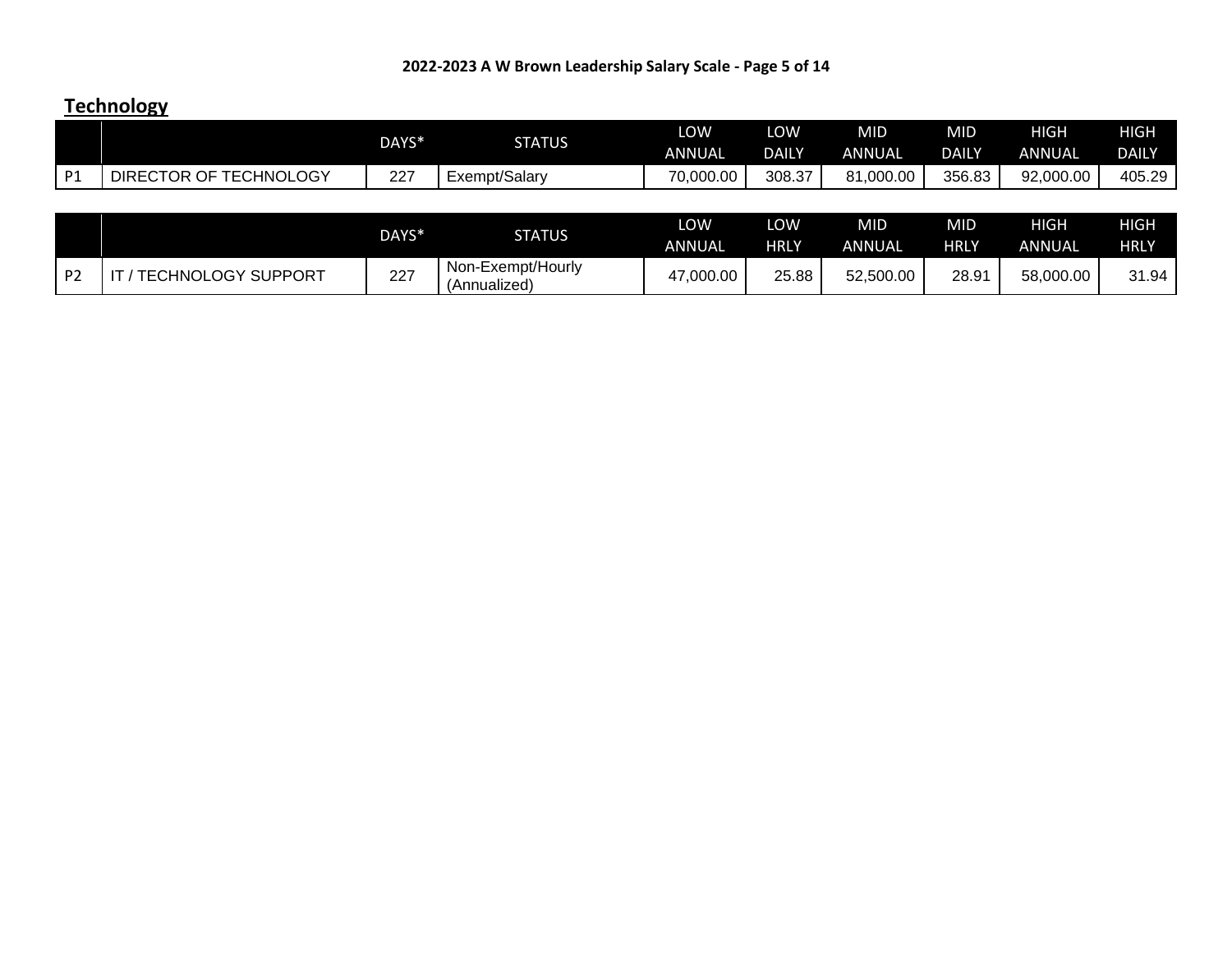## Technology

| | | DAYS* | STATUS | LOW ANNUAL | LOW DAILY | MID ANNUAL | MID DAILY | HIGH ANNUAL | HIGH DAILY |
|---|---|---|---|---|---|---|---|---|---|
| P1 | DIRECTOR OF TECHNOLOGY | 227 | Exempt/Salary | 70,000.00 | 308.37 | 81,000.00 | 356.83 | 92,000.00 | 405.29 |

| | | DAYS* | STATUS | LOW ANNUAL | LOW HRLY | MID ANNUAL | MID HRLY | HIGH ANNUAL | HIGH HRLY |
|---|---|---|---|---|---|---|---|---|---|
| P2 | IT / TECHNOLOGY SUPPORT | 227 | Non-Exempt/Hourly (Annualized) | 47,000.00 | 25.88 | 52,500.00 | 28.91 | 58,000.00 | 31.94 |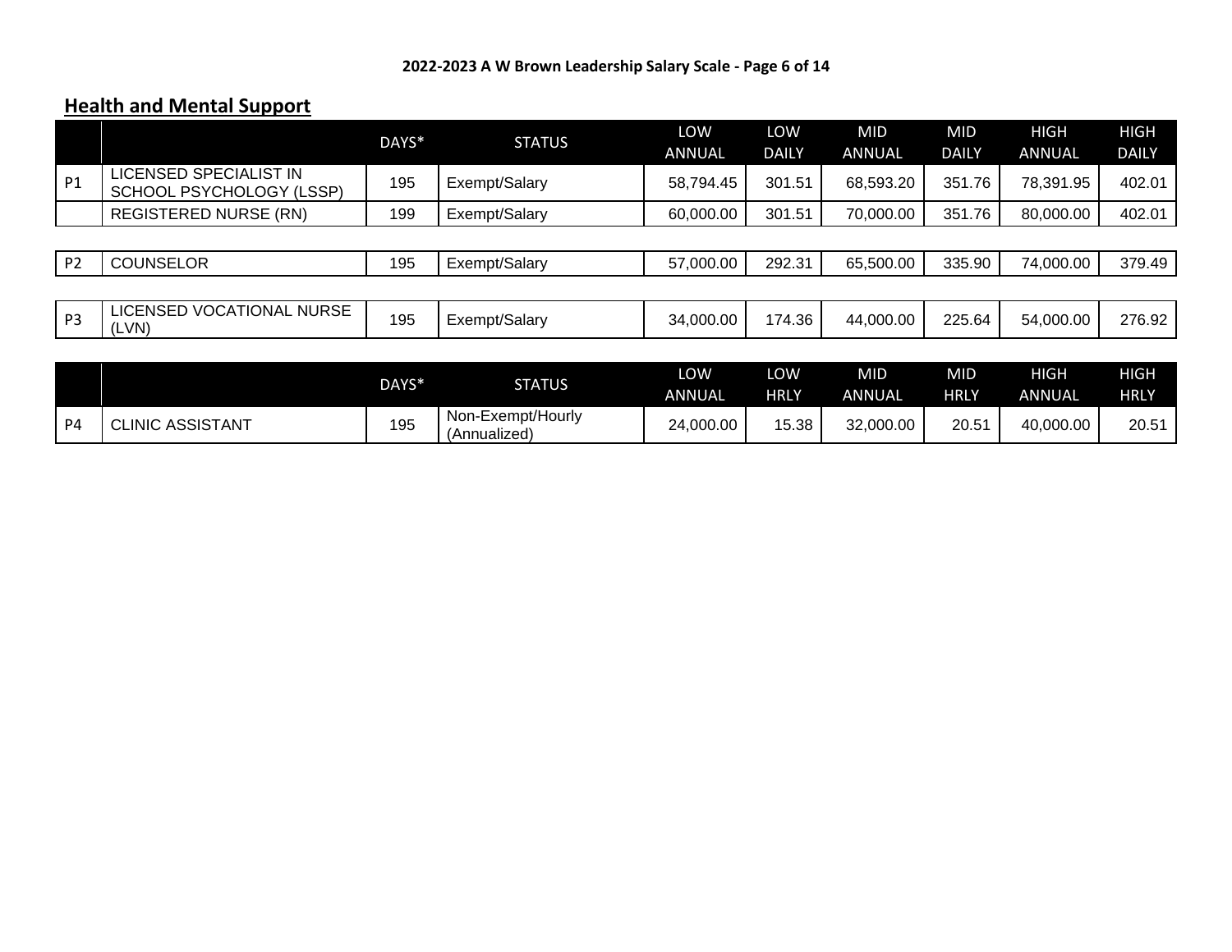## Health and Mental Support

| | | DAYS* | STATUS | LOW ANNUAL | LOW DAILY | MID ANNUAL | MID DAILY | HIGH ANNUAL | HIGH DAILY |
|---|---|---|---|---|---|---|---|---|---|
| P1 | LICENSED SPECIALIST IN SCHOOL PSYCHOLOGY (LSSP) | 195 | Exempt/Salary | 58,794.45 | 301.51 | 68,593.20 | 351.76 | 78,391.95 | 402.01 |
| | REGISTERED NURSE (RN) | 199 | Exempt/Salary | 60,000.00 | 301.51 | 70,000.00 | 351.76 | 80,000.00 | 402.01 |
| P2 | COUNSELOR | 195 | Exempt/Salary | 57,000.00 | 292.31 | 65,500.00 | 335.90 | 74,000.00 | 379.49 |
| P3 | LICENSED VOCATIONAL NURSE (LVN) | 195 | Exempt/Salary | 34,000.00 | 174.36 | 44,000.00 | 225.64 | 54,000.00 | 276.92 |

| | | DAYS* | STATUS | LOW ANNUAL | LOW HRLY | MID ANNUAL | MID HRLY | HIGH ANNUAL | HIGH HRLY |
|---|---|---|---|---|---|---|---|---|---|
| P4 | CLINIC ASSISTANT | 195 | Non-Exempt/Hourly (Annualized) | 24,000.00 | 15.38 | 32,000.00 | 20.51 | 40,000.00 | 20.51 |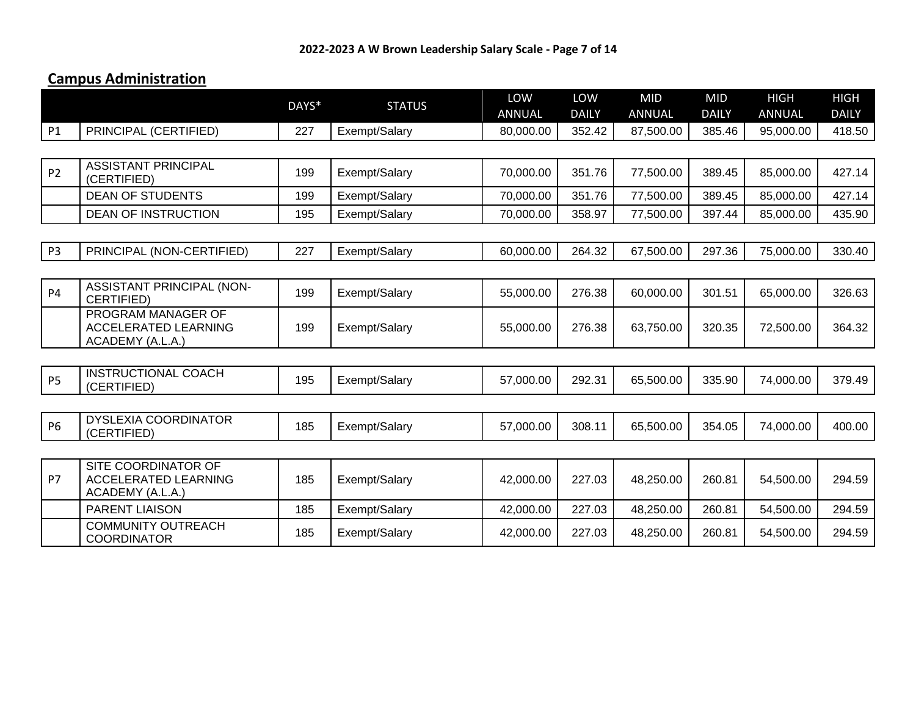## Campus Administration

| | | DAYS* | STATUS | LOW ANNUAL | LOW DAILY | MID ANNUAL | MID DAILY | HIGH ANNUAL | HIGH DAILY |
|---|---|---|---|---|---|---|---|---|---|
| P1 | PRINCIPAL (CERTIFIED) | 227 | Exempt/Salary | 80,000.00 | 352.42 | 87,500.00 | 385.46 | 95,000.00 | 418.50 |
| P2 | ASSISTANT PRINCIPAL (CERTIFIED) | 199 | Exempt/Salary | 70,000.00 | 351.76 | 77,500.00 | 389.45 | 85,000.00 | 427.14 |
| | DEAN OF STUDENTS | 199 | Exempt/Salary | 70,000.00 | 351.76 | 77,500.00 | 389.45 | 85,000.00 | 427.14 |
| | DEAN OF INSTRUCTION | 195 | Exempt/Salary | 70,000.00 | 358.97 | 77,500.00 | 397.44 | 85,000.00 | 435.90 |
| P3 | PRINCIPAL (NON-CERTIFIED) | 227 | Exempt/Salary | 60,000.00 | 264.32 | 67,500.00 | 297.36 | 75,000.00 | 330.40 |
| P4 | ASSISTANT PRINCIPAL (NON-CERTIFIED) | 199 | Exempt/Salary | 55,000.00 | 276.38 | 60,000.00 | 301.51 | 65,000.00 | 326.63 |
| | PROGRAM MANAGER OF ACCELERATED LEARNING ACADEMY (A.L.A.) | 199 | Exempt/Salary | 55,000.00 | 276.38 | 63,750.00 | 320.35 | 72,500.00 | 364.32 |
| P5 | INSTRUCTIONAL COACH (CERTIFIED) | 195 | Exempt/Salary | 57,000.00 | 292.31 | 65,500.00 | 335.90 | 74,000.00 | 379.49 |
| P6 | DYSLEXIA COORDINATOR (CERTIFIED) | 185 | Exempt/Salary | 57,000.00 | 308.11 | 65,500.00 | 354.05 | 74,000.00 | 400.00 |
| P7 | SITE COORDINATOR OF ACCELERATED LEARNING ACADEMY (A.L.A.) | 185 | Exempt/Salary | 42,000.00 | 227.03 | 48,250.00 | 260.81 | 54,500.00 | 294.59 |
| | PARENT LIAISON | 185 | Exempt/Salary | 42,000.00 | 227.03 | 48,250.00 | 260.81 | 54,500.00 | 294.59 |
| | COMMUNITY OUTREACH COORDINATOR | 185 | Exempt/Salary | 42,000.00 | 227.03 | 48,250.00 | 260.81 | 54,500.00 | 294.59 |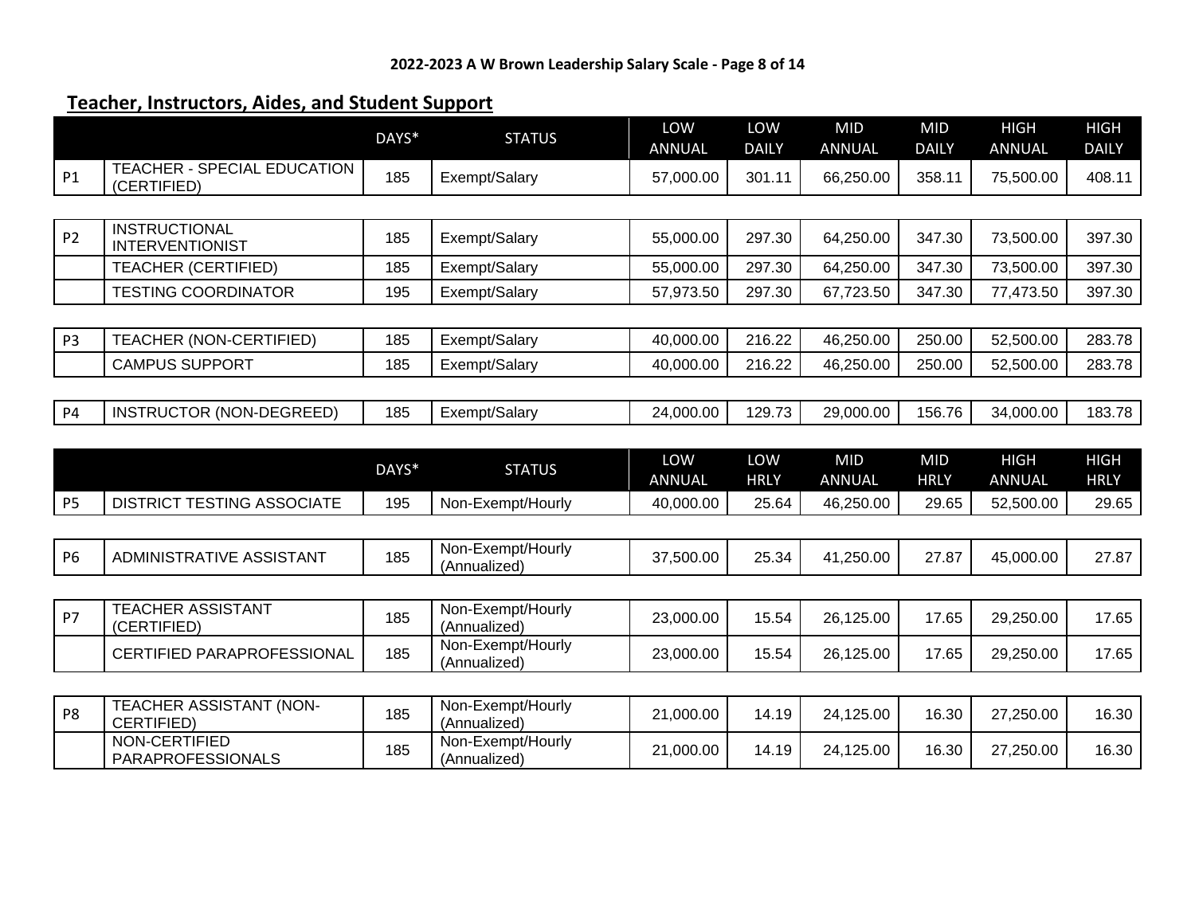## Teacher, Instructors, Aides, and Student Support

| | | DAYS* | STATUS | LOW ANNUAL | LOW DAILY | MID ANNUAL | MID DAILY | HIGH ANNUAL | HIGH DAILY |
|---|---|---|---|---|---|---|---|---|---|
| P1 | TEACHER - SPECIAL EDUCATION (CERTIFIED) | 185 | Exempt/Salary | 57,000.00 | 301.11 | 66,250.00 | 358.11 | 75,500.00 | 408.11 |
| P2 | INSTRUCTIONAL INTERVENTIONIST | 185 | Exempt/Salary | 55,000.00 | 297.30 | 64,250.00 | 347.30 | 73,500.00 | 397.30 |
| | TEACHER (CERTIFIED) | 185 | Exempt/Salary | 55,000.00 | 297.30 | 64,250.00 | 347.30 | 73,500.00 | 397.30 |
| | TESTING COORDINATOR | 195 | Exempt/Salary | 57,973.50 | 297.30 | 67,723.50 | 347.30 | 77,473.50 | 397.30 |
| P3 | TEACHER (NON-CERTIFIED) | 185 | Exempt/Salary | 40,000.00 | 216.22 | 46,250.00 | 250.00 | 52,500.00 | 283.78 |
| | CAMPUS SUPPORT | 185 | Exempt/Salary | 40,000.00 | 216.22 | 46,250.00 | 250.00 | 52,500.00 | 283.78 |
| P4 | INSTRUCTOR (NON-DEGREED) | 185 | Exempt/Salary | 24,000.00 | 129.73 | 29,000.00 | 156.76 | 34,000.00 | 183.78 |

| | | DAYS* | STATUS | LOW ANNUAL | LOW HRLY | MID ANNUAL | MID HRLY | HIGH ANNUAL | HIGH HRLY |
|---|---|---|---|---|---|---|---|---|---|
| P5 | DISTRICT TESTING ASSOCIATE | 195 | Non-Exempt/Hourly | 40,000.00 | 25.64 | 46,250.00 | 29.65 | 52,500.00 | 29.65 |
| P6 | ADMINISTRATIVE ASSISTANT | 185 | Non-Exempt/Hourly (Annualized) | 37,500.00 | 25.34 | 41,250.00 | 27.87 | 45,000.00 | 27.87 |
| P7 | TEACHER ASSISTANT (CERTIFIED) | 185 | Non-Exempt/Hourly (Annualized) | 23,000.00 | 15.54 | 26,125.00 | 17.65 | 29,250.00 | 17.65 |
| | CERTIFIED PARAPROFESSIONAL | 185 | Non-Exempt/Hourly (Annualized) | 23,000.00 | 15.54 | 26,125.00 | 17.65 | 29,250.00 | 17.65 |
| P8 | TEACHER ASSISTANT (NON-CERTIFIED) | 185 | Non-Exempt/Hourly (Annualized) | 21,000.00 | 14.19 | 24,125.00 | 16.30 | 27,250.00 | 16.30 |
| | NON-CERTIFIED PARAPROFESSIONALS | 185 | Non-Exempt/Hourly (Annualized) | 21,000.00 | 14.19 | 24,125.00 | 16.30 | 27,250.00 | 16.30 |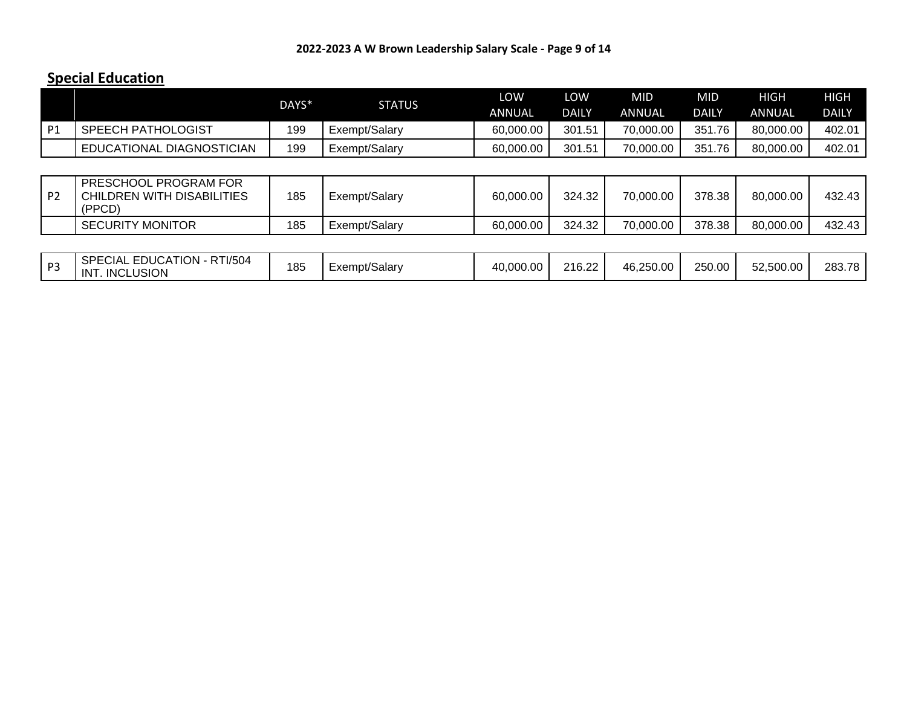## Special Education

| | | DAYS* | STATUS | LOW ANNUAL | LOW DAILY | MID ANNUAL | MID DAILY | HIGH ANNUAL | HIGH DAILY |
|---|---|---|---|---|---|---|---|---|---|
| P1 | SPEECH PATHOLOGIST | 199 | Exempt/Salary | 60,000.00 | 301.51 | 70,000.00 | 351.76 | 80,000.00 | 402.01 |
| | EDUCATIONAL DIAGNOSTICIAN | 199 | Exempt/Salary | 60,000.00 | 301.51 | 70,000.00 | 351.76 | 80,000.00 | 402.01 |
| | | | | | | | | | |
| P2 | PRESCHOOL PROGRAM FOR CHILDREN WITH DISABILITIES (PPCD) | 185 | Exempt/Salary | 60,000.00 | 324.32 | 70,000.00 | 378.38 | 80,000.00 | 432.43 |
| | SECURITY MONITOR | 185 | Exempt/Salary | 60,000.00 | 324.32 | 70,000.00 | 378.38 | 80,000.00 | 432.43 |
| | | | | | | | | | |
| P3 | SPECIAL EDUCATION - RTI/504 INT. INCLUSION | 185 | Exempt/Salary | 40,000.00 | 216.22 | 46,250.00 | 250.00 | 52,500.00 | 283.78 |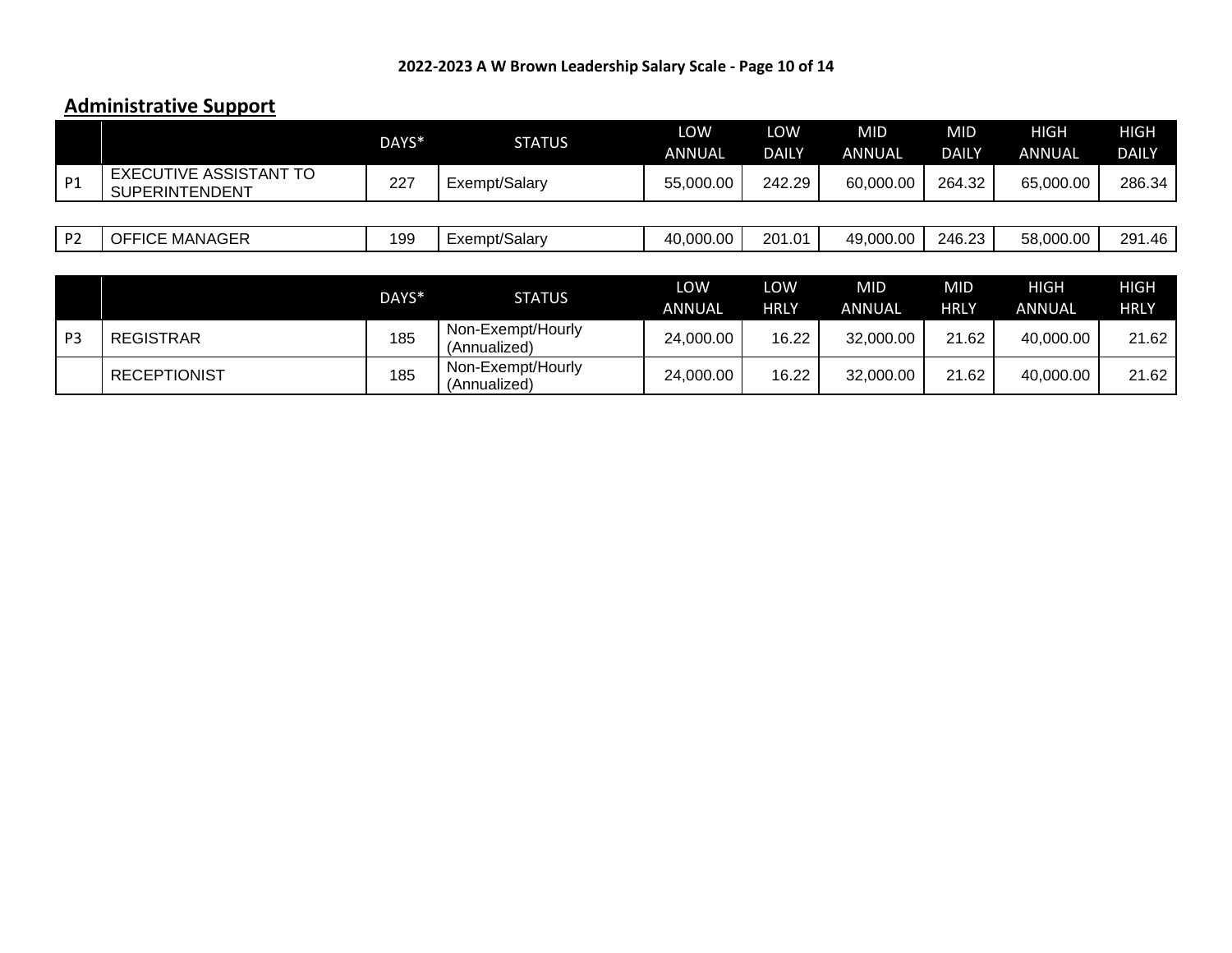## 2022-2023 A W Brown Leadership Salary Scale - Page 10 of 14

## Administrative Support

| | | DAYS* | STATUS | LOW ANNUAL | LOW DAILY | MID ANNUAL | MID DAILY | HIGH ANNUAL | HIGH DAILY |
|---|---|---|---|---|---|---|---|---|---|
| P1 | EXECUTIVE ASSISTANT TO SUPERINTENDENT | 227 | Exempt/Salary | 55,000.00 | 242.29 | 60,000.00 | 264.32 | 65,000.00 | 286.34 |
| P2 | OFFICE MANAGER | 199 | Exempt/Salary | 40,000.00 | 201.01 | 49,000.00 | 246.23 | 58,000.00 | 291.46 |

| | | DAYS* | STATUS | LOW ANNUAL | LOW HRLY | MID ANNUAL | MID HRLY | HIGH ANNUAL | HIGH HRLY |
|---|---|---|---|---|---|---|---|---|---|
| P3 | REGISTRAR | 185 | Non-Exempt/Hourly (Annualized) | 24,000.00 | 16.22 | 32,000.00 | 21.62 | 40,000.00 | 21.62 |
| | RECEPTIONIST | 185 | Non-Exempt/Hourly (Annualized) | 24,000.00 | 16.22 | 32,000.00 | 21.62 | 40,000.00 | 21.62 |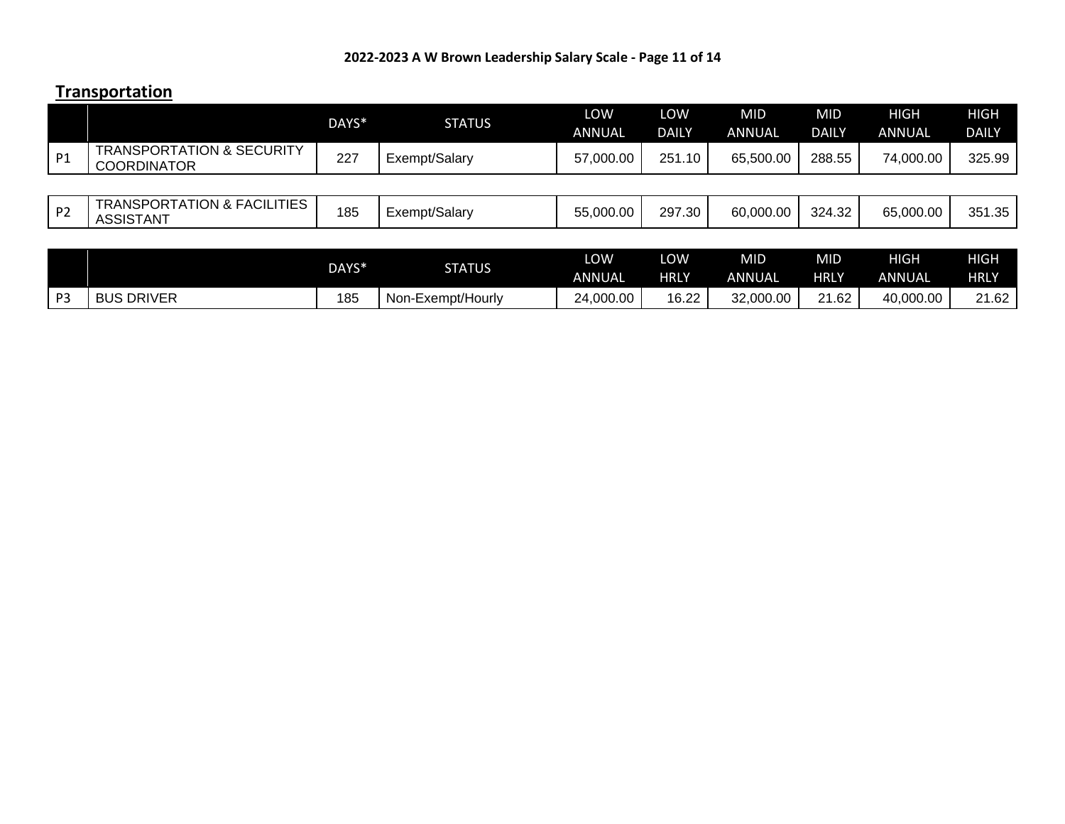**2022-2023 A W Brown Leadership Salary Scale - Page 11 of 14**

## Transportation

| | | DAYS* | STATUS | LOW ANNUAL | LOW DAILY | MID ANNUAL | MID DAILY | HIGH ANNUAL | HIGH DAILY |
|---|---|---|---|---|---|---|---|---|---|
| P1 | TRANSPORTATION & SECURITY COORDINATOR | 227 | Exempt/Salary | 57,000.00 | 251.10 | 65,500.00 | 288.55 | 74,000.00 | 325.99 |
| P2 | TRANSPORTATION & FACILITIES ASSISTANT | 185 | Exempt/Salary | 55,000.00 | 297.30 | 60,000.00 | 324.32 | 65,000.00 | 351.35 |

| | | DAYS* | STATUS | LOW ANNUAL | LOW HRLY | MID ANNUAL | MID HRLY | HIGH ANNUAL | HIGH HRLY |
|---|---|---|---|---|---|---|---|---|---|
| P3 | BUS DRIVER | 185 | Non-Exempt/Hourly | 24,000.00 | 16.22 | 32,000.00 | 21.62 | 40,000.00 | 21.62 |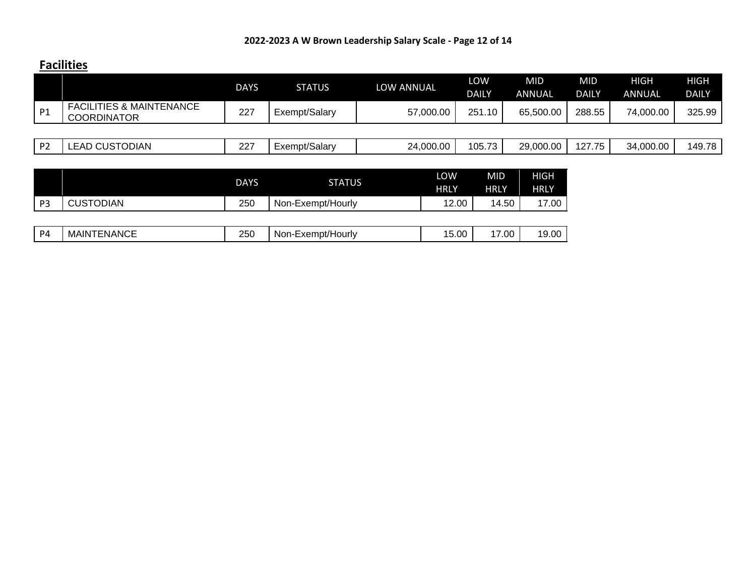## Facilities

| | | DAYS | STATUS | LOW ANNUAL | LOW DAILY | MID ANNUAL | MID DAILY | HIGH ANNUAL | HIGH DAILY |
|---|---|---|---|---|---|---|---|---|---|
| P1 | FACILITIES & MAINTENANCE COORDINATOR | 227 | Exempt/Salary | 57,000.00 | 251.10 | 65,500.00 | 288.55 | 74,000.00 | 325.99 |
| P2 | LEAD CUSTODIAN | 227 | Exempt/Salary | 24,000.00 | 105.73 | 29,000.00 | 127.75 | 34,000.00 | 149.78 |

| | | DAYS | STATUS | LOW HRLY | MID HRLY | HIGH HRLY |
|---|---|---|---|---|---|---|
| P3 | CUSTODIAN | 250 | Non-Exempt/Hourly | 12.00 | 14.50 | 17.00 |
| P4 | MAINTENANCE | 250 | Non-Exempt/Hourly | 15.00 | 17.00 | 19.00 |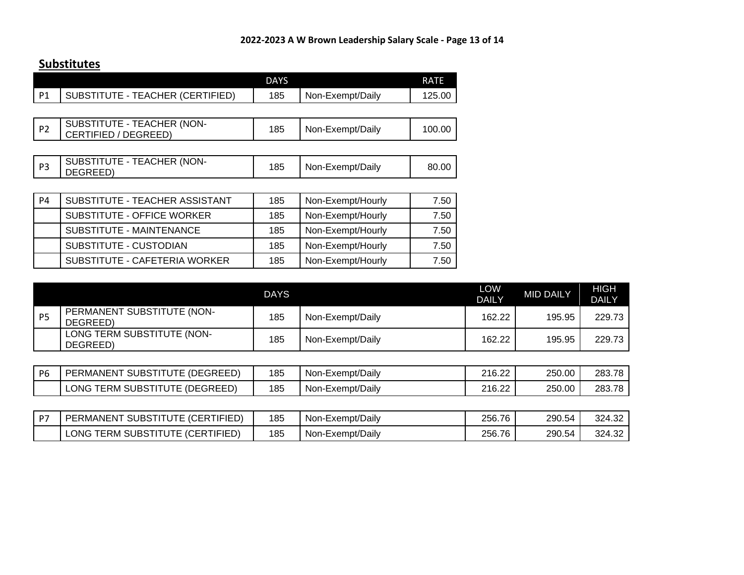## Substitutes

| | | DAYS | | RATE |
|---|---|---|---|---|
| P1 | SUBSTITUTE - TEACHER (CERTIFIED) | 185 | Non-Exempt/Daily | 125.00 |
| P2 | SUBSTITUTE - TEACHER (NON-CERTIFIED / DEGREED) | 185 | Non-Exempt/Daily | 100.00 |
| P3 | SUBSTITUTE - TEACHER (NON-DEGREED) | 185 | Non-Exempt/Daily | 80.00 |
| P4 | SUBSTITUTE - TEACHER ASSISTANT | 185 | Non-Exempt/Hourly | 7.50 |
| | SUBSTITUTE - OFFICE WORKER | 185 | Non-Exempt/Hourly | 7.50 |
| | SUBSTITUTE - MAINTENANCE | 185 | Non-Exempt/Hourly | 7.50 |
| | SUBSTITUTE - CUSTODIAN | 185 | Non-Exempt/Hourly | 7.50 |
| | SUBSTITUTE - CAFETERIA WORKER | 185 | Non-Exempt/Hourly | 7.50 |

| | | DAYS | | LOW DAILY | MID DAILY | HIGH DAILY |
|---|---|---|---|---|---|---|
| P5 | PERMANENT SUBSTITUTE (NON-DEGREED) | 185 | Non-Exempt/Daily | 162.22 | 195.95 | 229.73 |
| | LONG TERM SUBSTITUTE (NON-DEGREED) | 185 | Non-Exempt/Daily | 162.22 | 195.95 | 229.73 |
| P6 | PERMANENT SUBSTITUTE (DEGREED) | 185 | Non-Exempt/Daily | 216.22 | 250.00 | 283.78 |
| | LONG TERM SUBSTITUTE (DEGREED) | 185 | Non-Exempt/Daily | 216.22 | 250.00 | 283.78 |
| P7 | PERMANENT SUBSTITUTE (CERTIFIED) | 185 | Non-Exempt/Daily | 256.76 | 290.54 | 324.32 |
| | LONG TERM SUBSTITUTE (CERTIFIED) | 185 | Non-Exempt/Daily | 256.76 | 290.54 | 324.32 |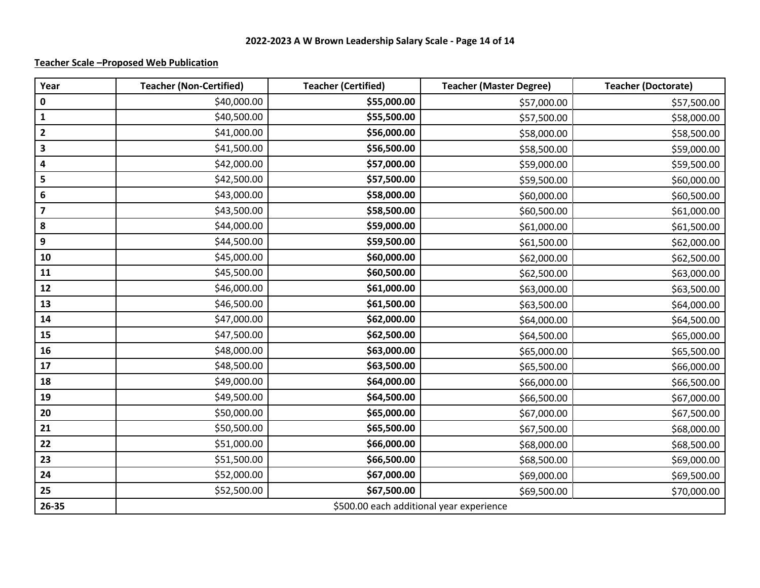# 2022-2023 A W Brown Leadership Salary Scale - Page 14 of 14

**Teacher Scale –Proposed Web Publication**

| Year | Teacher (Non-Certified) | Teacher (Certified) | Teacher (Master Degree) | Teacher (Doctorate) |
|---|---|---|---|---|
| **0** | $40,000.00 | **$55,000.00** | $57,000.00 | $57,500.00 |
| **1** | $40,500.00 | **$55,500.00** | $57,500.00 | $58,000.00 |
| **2** | $41,000.00 | **$56,000.00** | $58,000.00 | $58,500.00 |
| **3** | $41,500.00 | **$56,500.00** | $58,500.00 | $59,000.00 |
| **4** | $42,000.00 | **$57,000.00** | $59,000.00 | $59,500.00 |
| **5** | $42,500.00 | **$57,500.00** | $59,500.00 | $60,000.00 |
| **6** | $43,000.00 | **$58,000.00** | $60,000.00 | $60,500.00 |
| **7** | $43,500.00 | **$58,500.00** | $60,500.00 | $61,000.00 |
| **8** | $44,000.00 | **$59,000.00** | $61,000.00 | $61,500.00 |
| **9** | $44,500.00 | **$59,500.00** | $61,500.00 | $62,000.00 |
| **10** | $45,000.00 | **$60,000.00** | $62,000.00 | $62,500.00 |
| **11** | $45,500.00 | **$60,500.00** | $62,500.00 | $63,000.00 |
| **12** | $46,000.00 | **$61,000.00** | $63,000.00 | $63,500.00 |
| **13** | $46,500.00 | **$61,500.00** | $63,500.00 | $64,000.00 |
| **14** | $47,000.00 | **$62,000.00** | $64,000.00 | $64,500.00 |
| **15** | $47,500.00 | **$62,500.00** | $64,500.00 | $65,000.00 |
| **16** | $48,000.00 | **$63,000.00** | $65,000.00 | $65,500.00 |
| **17** | $48,500.00 | **$63,500.00** | $65,500.00 | $66,000.00 |
| **18** | $49,000.00 | **$64,000.00** | $66,000.00 | $66,500.00 |
| **19** | $49,500.00 | **$64,500.00** | $66,500.00 | $67,000.00 |
| **20** | $50,000.00 | **$65,000.00** | $67,000.00 | $67,500.00 |
| **21** | $50,500.00 | **$65,500.00** | $67,500.00 | $68,000.00 |
| **22** | $51,000.00 | **$66,000.00** | $68,000.00 | $68,500.00 |
| **23** | $51,500.00 | **$66,500.00** | $68,500.00 | $69,000.00 |
| **24** | $52,000.00 | **$67,000.00** | $69,000.00 | $69,500.00 |
| **25** | $52,500.00 | **$67,500.00** | $69,500.00 | $70,000.00 |
| **26-35** | $500.00 each additional year experience | | | |